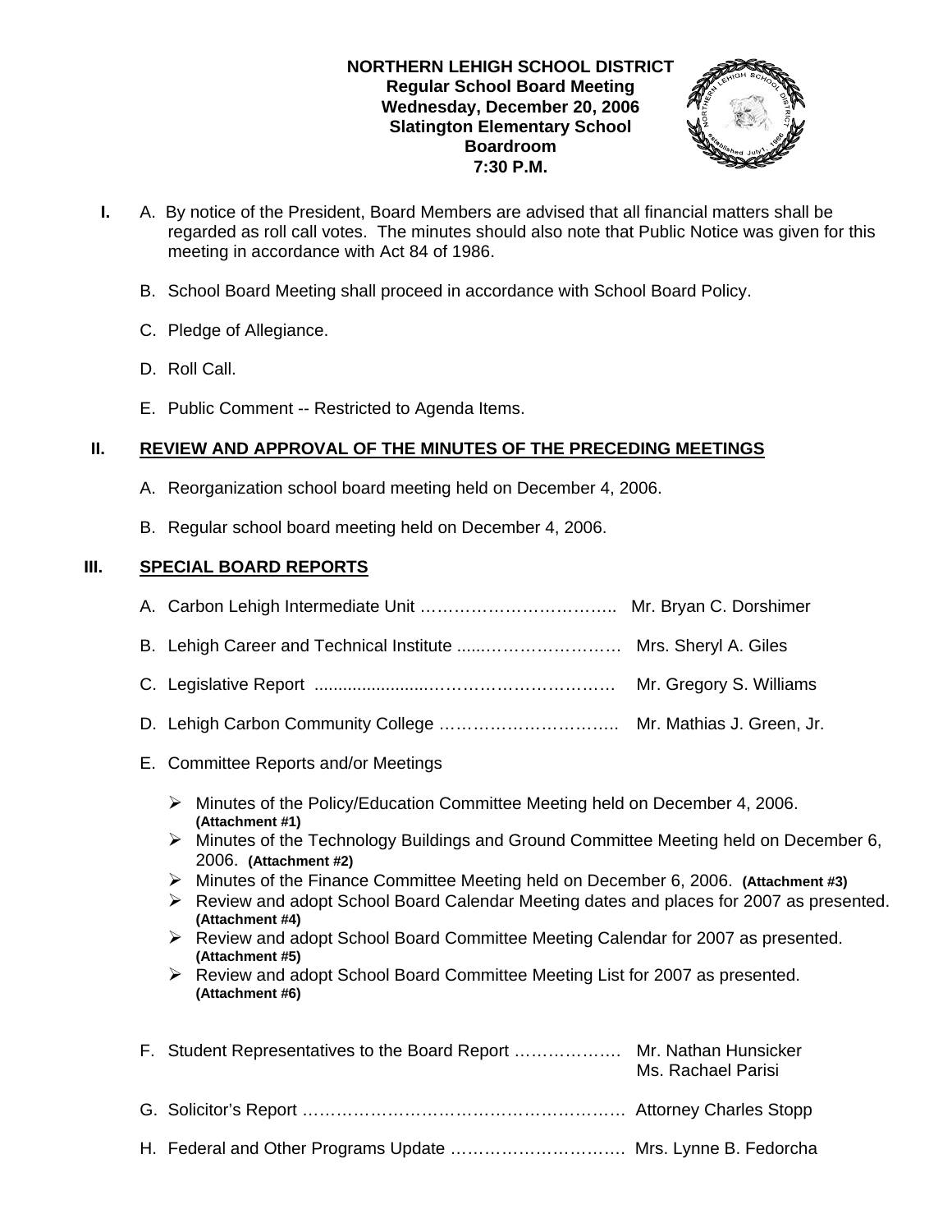**NORTHERN LEHIGH SCHOOL DISTRICT**
**Regular School Board Meeting**
**Wednesday, December 20, 2006**
**Slatington Elementary School**
**Boardroom**
**7:30 P.M.**

**I.** A. By notice of the President, Board Members are advised that all financial matters shall be regarded as roll call votes. The minutes should also note that Public Notice was given for this meeting in accordance with Act 84 of 1986.

B. School Board Meeting shall proceed in accordance with School Board Policy.

C. Pledge of Allegiance.

D. Roll Call.

E. Public Comment -- Restricted to Agenda Items.

## II. REVIEW AND APPROVAL OF THE MINUTES OF THE PRECEDING MEETINGS

A. Reorganization school board meeting held on December 4, 2006.

B. Regular school board meeting held on December 4, 2006.

## III. SPECIAL BOARD REPORTS

A. Carbon Lehigh Intermediate Unit …………………………….. Mr. Bryan C. Dorshimer

B. Lehigh Career and Technical Institute ......……………………… Mrs. Sheryl A. Giles

C. Legislative Report .......................…………………………… Mr. Gregory S. Williams

D. Lehigh Carbon Community College ………………………….. Mr. Mathias J. Green, Jr.

E. Committee Reports and/or Meetings

- Minutes of the Policy/Education Committee Meeting held on December 4, 2006. **(Attachment #1)**
- Minutes of the Technology Buildings and Ground Committee Meeting held on December 6, 2006. **(Attachment #2)**
- Minutes of the Finance Committee Meeting held on December 6, 2006. **(Attachment #3)**
- Review and adopt School Board Calendar Meeting dates and places for 2007 as presented. **(Attachment #4)**
- Review and adopt School Board Committee Meeting Calendar for 2007 as presented. **(Attachment #5)**
- Review and adopt School Board Committee Meeting List for 2007 as presented. **(Attachment #6)**

F. Student Representatives to the Board Report ………………. Mr. Nathan Hunsicker
Ms. Rachael Parisi

G. Solicitor's Report ………………………………………………… Attorney Charles Stopp

H. Federal and Other Programs Update …………………………. Mrs. Lynne B. Fedorcha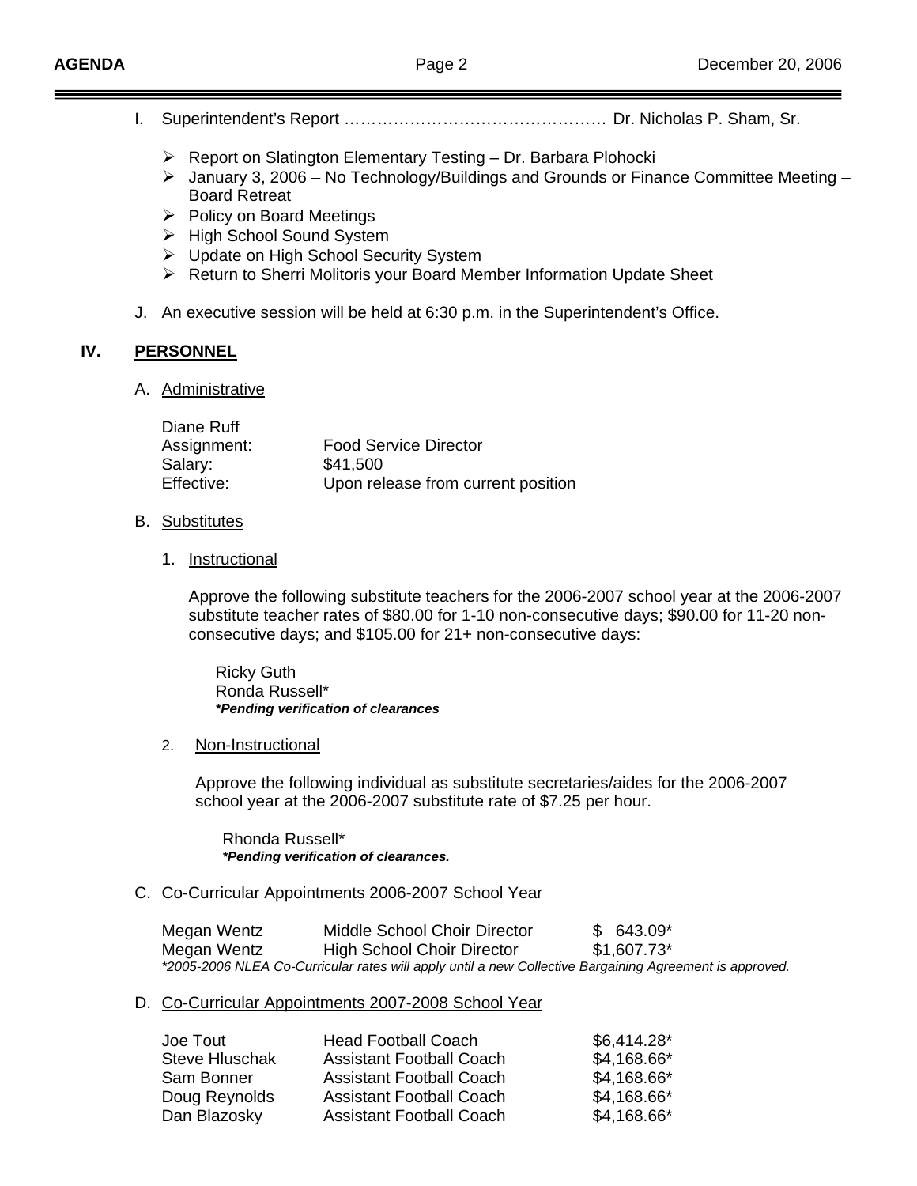I. Superintendent's Report …………………………………………. Dr. Nicholas P. Sham, Sr.

- Report on Slatington Elementary Testing – Dr. Barbara Plohocki
- January 3, 2006 – No Technology/Buildings and Grounds or Finance Committee Meeting – Board Retreat
- Policy on Board Meetings
- High School Sound System
- Update on High School Security System
- Return to Sherri Molitoris your Board Member Information Update Sheet

J. An executive session will be held at 6:30 p.m. in the Superintendent's Office.

## IV. PERSONNEL

A. Administrative

| Diane Ruff | |
|---|---|
| Assignment: | Food Service Director |
| Salary: | $41,500 |
| Effective: | Upon release from current position |

B. Substitutes

1. Instructional

Approve the following substitute teachers for the 2006-2007 school year at the 2006-2007 substitute teacher rates of $80.00 for 1-10 non-consecutive days; $90.00 for 11-20 non-consecutive days; and $105.00 for 21+ non-consecutive days:

Ricky Guth
Ronda Russell*
***Pending verification of clearances***

2. Non-Instructional

Approve the following individual as substitute secretaries/aides for the 2006-2007 school year at the 2006-2007 substitute rate of $7.25 per hour.

Rhonda Russell*
***Pending verification of clearances.***

C. Co-Curricular Appointments 2006-2007 School Year

| | | |
|---|---|---|
| Megan Wentz | Middle School Choir Director | $ 643.09* |
| Megan Wentz | High School Choir Director | $1,607.73* |

*\*2005-2006 NLEA Co-Curricular rates will apply until a new Collective Bargaining Agreement is approved.*

D. Co-Curricular Appointments 2007-2008 School Year

| | | |
|---|---|---|
| Joe Tout | Head Football Coach | $6,414.28* |
| Steve Hluschak | Assistant Football Coach | $4,168.66* |
| Sam Bonner | Assistant Football Coach | $4,168.66* |
| Doug Reynolds | Assistant Football Coach | $4,168.66* |
| Dan Blazosky | Assistant Football Coach | $4,168.66* |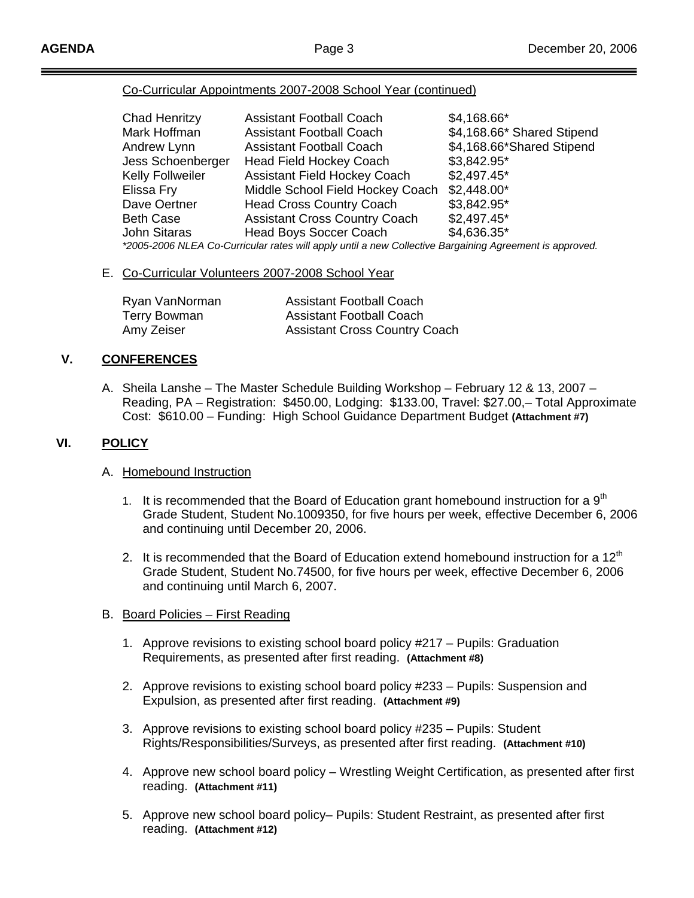Co-Curricular Appointments 2007-2008 School Year (continued)

| | | |
|---|---|---|
| Chad Henritzy | Assistant Football Coach | $4,168.66* |
| Mark Hoffman | Assistant Football Coach | $4,168.66* Shared Stipend |
| Andrew Lynn | Assistant Football Coach | $4,168.66*Shared Stipend |
| Jess Schoenberger | Head Field Hockey Coach | $3,842.95* |
| Kelly Follweiler | Assistant Field Hockey Coach | $2,497.45* |
| Elissa Fry | Middle School Field Hockey Coach | $2,448.00* |
| Dave Oertner | Head Cross Country Coach | $3,842.95* |
| Beth Case | Assistant Cross Country Coach | $2,497.45* |
| John Sitaras | Head Boys Soccer Coach | $4,636.35* |

*\*2005-2006 NLEA Co-Curricular rates will apply until a new Collective Bargaining Agreement is approved.*

E. Co-Curricular Volunteers 2007-2008 School Year

| | |
|---|---|
| Ryan VanNorman | Assistant Football Coach |
| Terry Bowman | Assistant Football Coach |
| Amy Zeiser | Assistant Cross Country Coach |

## V. CONFERENCES

A. Sheila Lanshe – The Master Schedule Building Workshop – February 12 & 13, 2007 – Reading, PA – Registration: $450.00, Lodging: $133.00, Travel: $27.00,– Total Approximate Cost: $610.00 – Funding: High School Guidance Department Budget **(Attachment #7)**

## VI. POLICY

A. Homebound Instruction

1. It is recommended that the Board of Education grant homebound instruction for a 9th Grade Student, Student No.1009350, for five hours per week, effective December 6, 2006 and continuing until December 20, 2006.

2. It is recommended that the Board of Education extend homebound instruction for a 12th Grade Student, Student No.74500, for five hours per week, effective December 6, 2006 and continuing until March 6, 2007.

B. Board Policies – First Reading

1. Approve revisions to existing school board policy #217 – Pupils: Graduation Requirements, as presented after first reading. **(Attachment #8)**

2. Approve revisions to existing school board policy #233 – Pupils: Suspension and Expulsion, as presented after first reading. **(Attachment #9)**

3. Approve revisions to existing school board policy #235 – Pupils: Student Rights/Responsibilities/Surveys, as presented after first reading. **(Attachment #10)**

4. Approve new school board policy – Wrestling Weight Certification, as presented after first reading. **(Attachment #11)**

5. Approve new school board policy– Pupils: Student Restraint, as presented after first reading. **(Attachment #12)**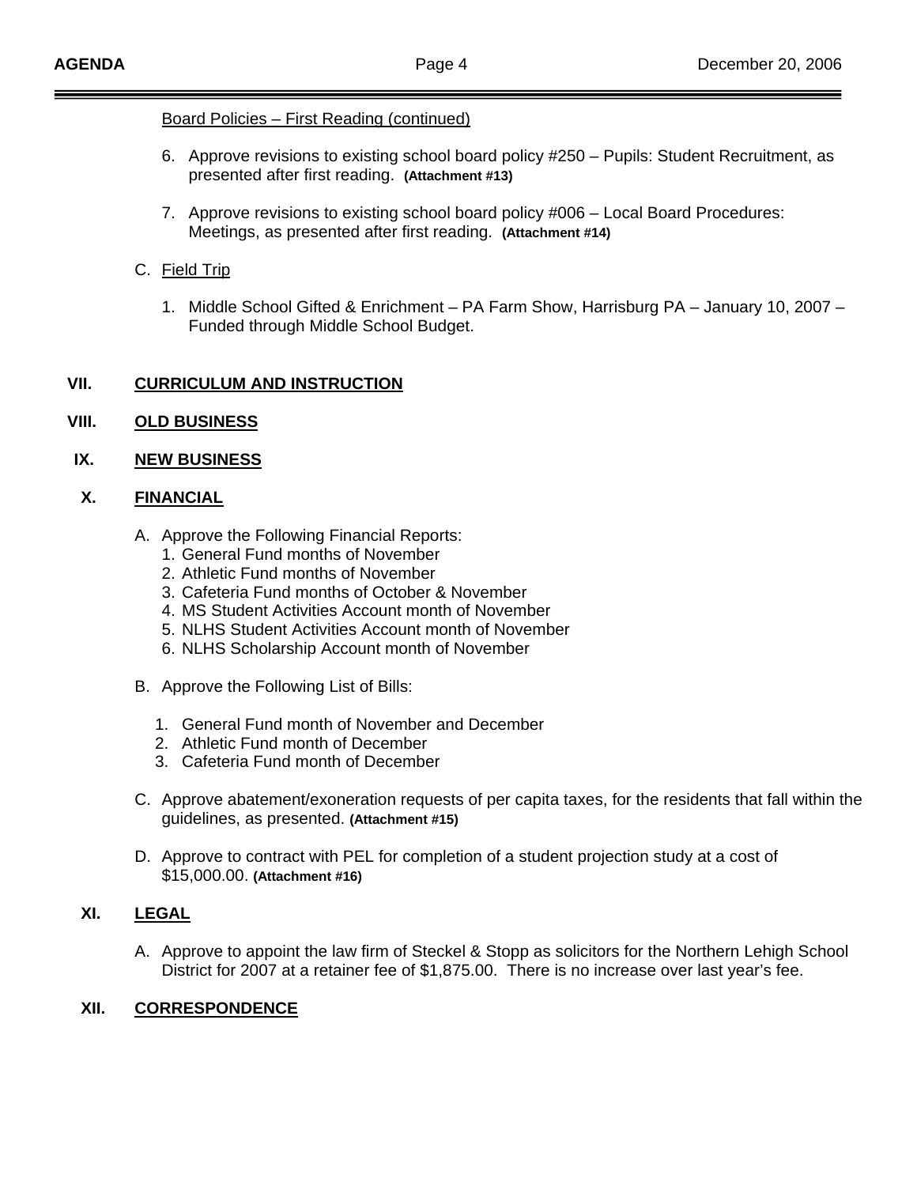Board Policies – First Reading (continued)

6. Approve revisions to existing school board policy #250 – Pupils: Student Recruitment, as presented after first reading. **(Attachment #13)**

7. Approve revisions to existing school board policy #006 – Local Board Procedures: Meetings, as presented after first reading. **(Attachment #14)**

C. Field Trip

1. Middle School Gifted & Enrichment – PA Farm Show, Harrisburg PA – January 10, 2007 – Funded through Middle School Budget.

## VII. CURRICULUM AND INSTRUCTION

## VIII. OLD BUSINESS

## IX. NEW BUSINESS

## X. FINANCIAL

A. Approve the Following Financial Reports:
   1. General Fund months of November
   2. Athletic Fund months of November
   3. Cafeteria Fund months of October & November
   4. MS Student Activities Account month of November
   5. NLHS Student Activities Account month of November
   6. NLHS Scholarship Account month of November

B. Approve the Following List of Bills:

   1. General Fund month of November and December
   2. Athletic Fund month of December
   3. Cafeteria Fund month of December

C. Approve abatement/exoneration requests of per capita taxes, for the residents that fall within the guidelines, as presented. **(Attachment #15)**

D. Approve to contract with PEL for completion of a student projection study at a cost of $15,000.00. **(Attachment #16)**

## XI. LEGAL

A. Approve to appoint the law firm of Steckel & Stopp as solicitors for the Northern Lehigh School District for 2007 at a retainer fee of $1,875.00. There is no increase over last year's fee.

## XII. CORRESPONDENCE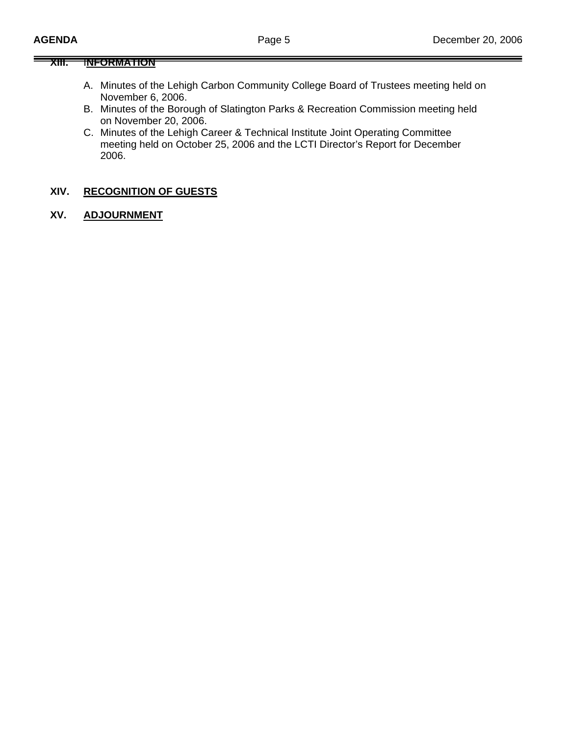## XIII. INFORMATION

A. Minutes of the Lehigh Carbon Community College Board of Trustees meeting held on November 6, 2006.
B. Minutes of the Borough of Slatington Parks & Recreation Commission meeting held on November 20, 2006.
C. Minutes of the Lehigh Career & Technical Institute Joint Operating Committee meeting held on October 25, 2006 and the LCTI Director's Report for December 2006.

## XIV. RECOGNITION OF GUESTS

## XV. ADJOURNMENT